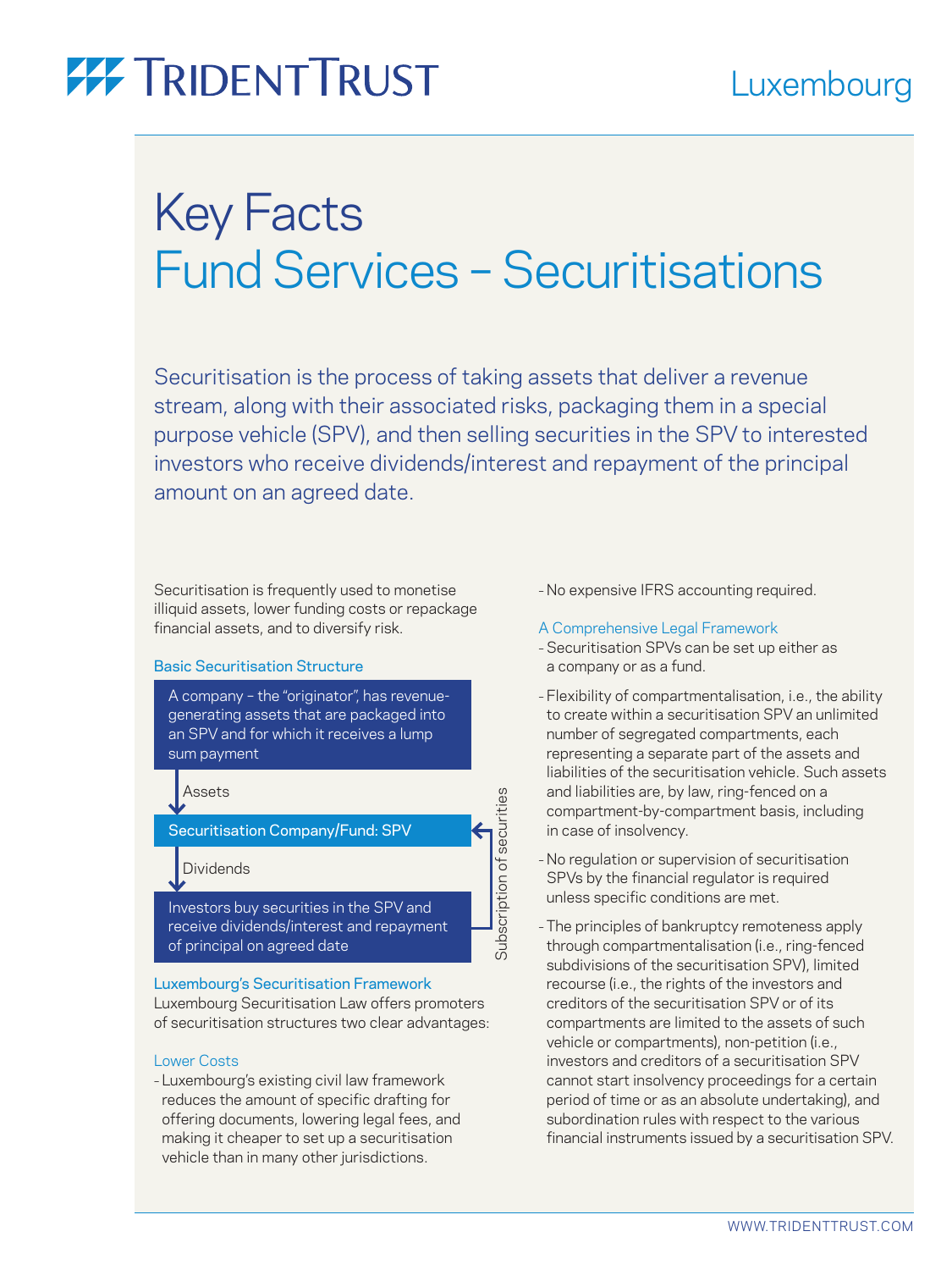TRIDENT TRUST

Luxembourg

# Key Facts
# Fund Services – Securitisations

Securitisation is the process of taking assets that deliver a revenue stream, along with their associated risks, packaging them in a special purpose vehicle (SPV), and then selling securities in the SPV to interested investors who receive dividends/interest and repayment of the principal amount on an agreed date.

Securitisation is frequently used to monetise illiquid assets, lower funding costs or repackage financial assets, and to diversify risk.

### Basic Securitisation Structure

A company – the "originator", has revenue-generating assets that are packaged into an SPV and for which it receives a lump sum payment

↓ Assets

Securitisation Company/Fund: SPV

↓ Dividends

Investors buy securities in the SPV and receive dividends/interest and repayment of principal on agreed date

(Subscription of securities: Investors → SPV)

### Luxembourg's Securitisation Framework

Luxembourg Securitisation Law offers promoters of securitisation structures two clear advantages:

#### Lower Costs

- Luxembourg's existing civil law framework reduces the amount of specific drafting for offering documents, lowering legal fees, and making it cheaper to set up a securitisation vehicle than in many other jurisdictions.
- No expensive IFRS accounting required.

#### A Comprehensive Legal Framework

- Securitisation SPVs can be set up either as a company or as a fund.
- Flexibility of compartmentalisation, i.e., the ability to create within a securitisation SPV an unlimited number of segregated compartments, each representing a separate part of the assets and liabilities of the securitisation vehicle. Such assets and liabilities are, by law, ring-fenced on a compartment-by-compartment basis, including in case of insolvency.
- No regulation or supervision of securitisation SPVs by the financial regulator is required unless specific conditions are met.
- The principles of bankruptcy remoteness apply through compartmentalisation (i.e., ring-fenced subdivisions of the securitisation SPV), limited recourse (i.e., the rights of the investors and creditors of the securitisation SPV or of its compartments are limited to the assets of such vehicle or compartments), non-petition (i.e., investors and creditors of a securitisation SPV cannot start insolvency proceedings for a certain period of time or as an absolute undertaking), and subordination rules with respect to the various financial instruments issued by a securitisation SPV.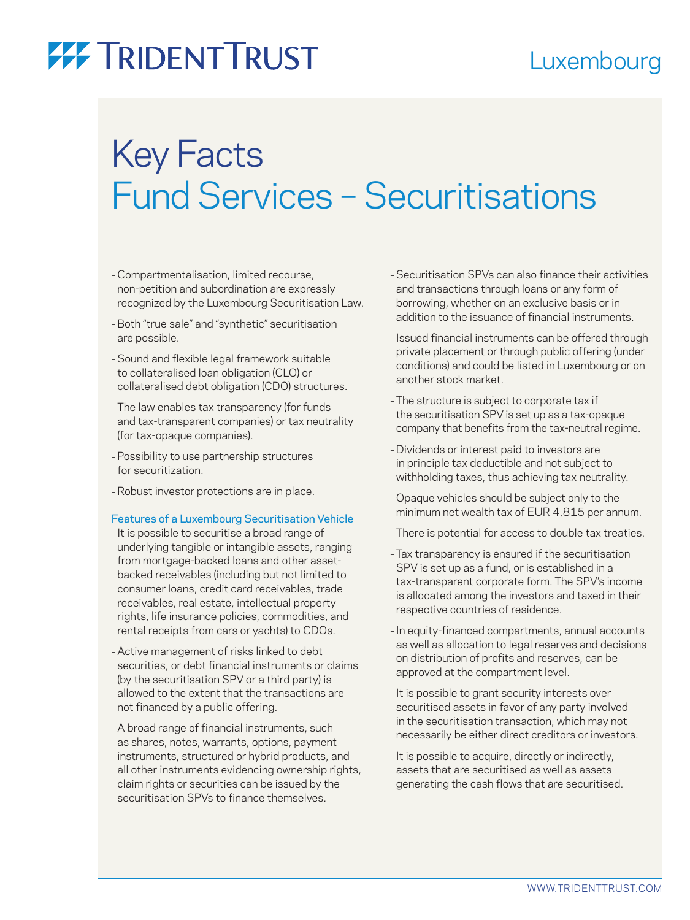# Key Facts
# Fund Services – Securitisations

- Compartmentalisation, limited recourse, non-petition and subordination are expressly recognized by the Luxembourg Securitisation Law.
- Both "true sale" and "synthetic" securitisation are possible.
- Sound and flexible legal framework suitable to collateralised loan obligation (CLO) or collateralised debt obligation (CDO) structures.
- The law enables tax transparency (for funds and tax-transparent companies) or tax neutrality (for tax-opaque companies).
- Possibility to use partnership structures for securitization.
- Robust investor protections are in place.

### Features of a Luxembourg Securitisation Vehicle

- It is possible to securitise a broad range of underlying tangible or intangible assets, ranging from mortgage-backed loans and other asset-backed receivables (including but not limited to consumer loans, credit card receivables, trade receivables, real estate, intellectual property rights, life insurance policies, commodities, and rental receipts from cars or yachts) to CDOs.
- Active management of risks linked to debt securities, or debt financial instruments or claims (by the securitisation SPV or a third party) is allowed to the extent that the transactions are not financed by a public offering.
- A broad range of financial instruments, such as shares, notes, warrants, options, payment instruments, structured or hybrid products, and all other instruments evidencing ownership rights, claim rights or securities can be issued by the securitisation SPVs to finance themselves.
- Securitisation SPVs can also finance their activities and transactions through loans or any form of borrowing, whether on an exclusive basis or in addition to the issuance of financial instruments.
- Issued financial instruments can be offered through private placement or through public offering (under conditions) and could be listed in Luxembourg or on another stock market.
- The structure is subject to corporate tax if the securitisation SPV is set up as a tax-opaque company that benefits from the tax-neutral regime.
- Dividends or interest paid to investors are in principle tax deductible and not subject to withholding taxes, thus achieving tax neutrality.
- Opaque vehicles should be subject only to the minimum net wealth tax of EUR 4,815 per annum.
- There is potential for access to double tax treaties.
- Tax transparency is ensured if the securitisation SPV is set up as a fund, or is established in a tax-transparent corporate form. The SPV's income is allocated among the investors and taxed in their respective countries of residence.
- In equity-financed compartments, annual accounts as well as allocation to legal reserves and decisions on distribution of profits and reserves, can be approved at the compartment level.
- It is possible to grant security interests over securitised assets in favor of any party involved in the securitisation transaction, which may not necessarily be either direct creditors or investors.
- It is possible to acquire, directly or indirectly, assets that are securitised as well as assets generating the cash flows that are securitised.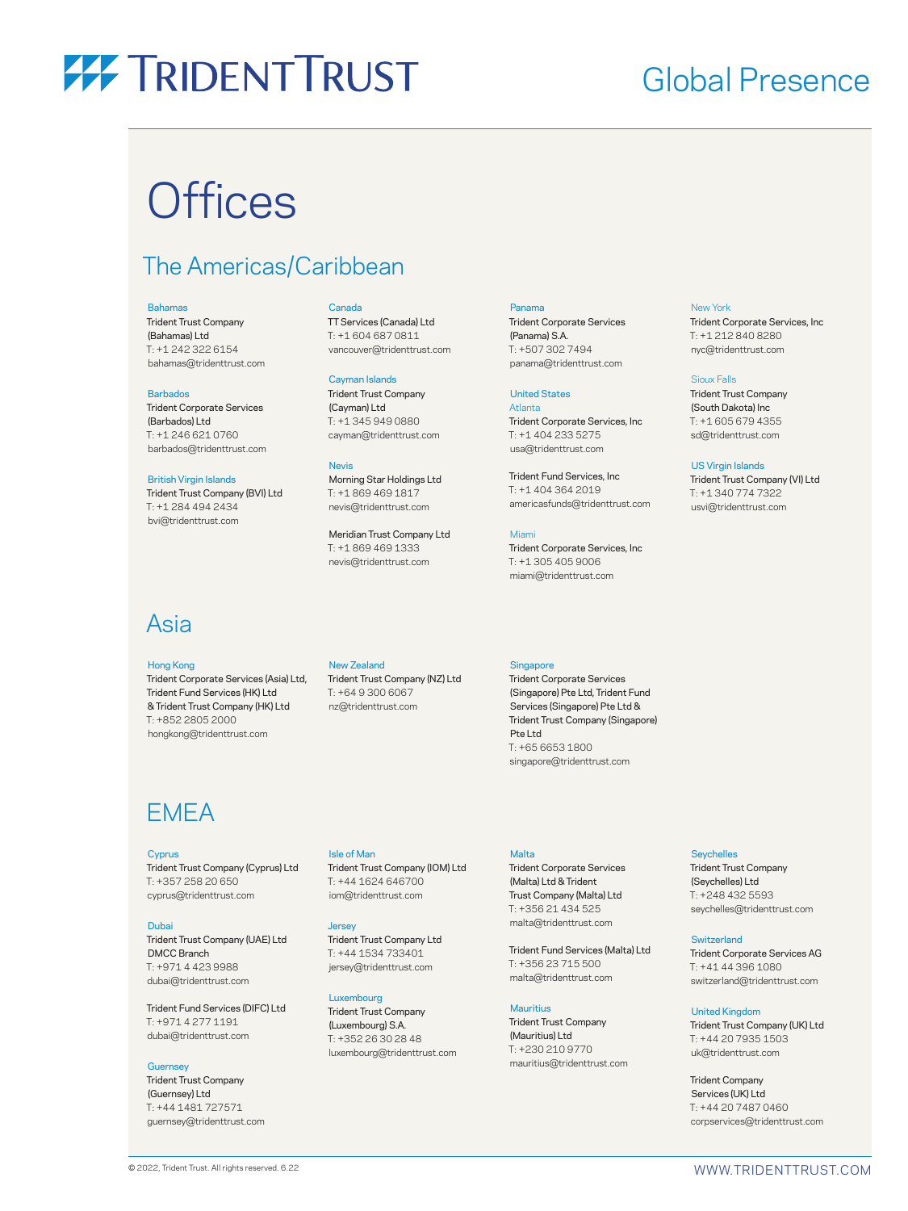# TRIDENT TRUST

## Global Presence

# Offices

## The Americas/Caribbean

**Bahamas**
Trident Trust Company (Bahamas) Ltd
T: +1 242 322 6154
bahamas@tridenttrust.com

**Barbados**
Trident Corporate Services (Barbados) Ltd
T: +1 246 621 0760
barbados@tridenttrust.com

**British Virgin Islands**
Trident Trust Company (BVI) Ltd
T: +1 284 494 2434
bvi@tridenttrust.com

**Canada**
TT Services (Canada) Ltd
T: +1 604 687 0811
vancouver@tridenttrust.com

**Cayman Islands**
Trident Trust Company (Cayman) Ltd
T: +1 345 949 0880
cayman@tridenttrust.com

**Nevis**
Morning Star Holdings Ltd
T: +1 869 469 1817
nevis@tridenttrust.com

Meridian Trust Company Ltd
T: +1 869 469 1333
nevis@tridenttrust.com

**Panama**
Trident Corporate Services (Panama) S.A.
T: +507 302 7494
panama@tridenttrust.com

**United States**

**Atlanta**
Trident Corporate Services, Inc
T: +1 404 233 5275
usa@tridenttrust.com

Trident Fund Services, Inc
T: +1 404 364 2019
americasfunds@tridenttrust.com

**Miami**
Trident Corporate Services, Inc
T: +1 305 405 9006
miami@tridenttrust.com

**New York**
Trident Corporate Services, Inc
T: +1 212 840 8280
nyc@tridenttrust.com

**Sioux Falls**
Trident Trust Company (South Dakota) Inc
T: +1 605 679 4355
sd@tridenttrust.com

**US Virgin Islands**
Trident Trust Company (VI) Ltd
T: +1 340 774 7322
usvi@tridenttrust.com

## Asia

**Hong Kong**
Trident Corporate Services (Asia) Ltd, Trident Fund Services (HK) Ltd & Trident Trust Company (HK) Ltd
T: +852 2805 2000
hongkong@tridenttrust.com

**New Zealand**
Trident Trust Company (NZ) Ltd
T: +64 9 300 6067
nz@tridenttrust.com

**Singapore**
Trident Corporate Services (Singapore) Pte Ltd, Trident Fund Services (Singapore) Pte Ltd & Trident Trust Company (Singapore) Pte Ltd
T: +65 6653 1800
singapore@tridenttrust.com

## EMEA

**Cyprus**
Trident Trust Company (Cyprus) Ltd
T: +357 258 20 650
cyprus@tridenttrust.com

**Dubai**
Trident Trust Company (UAE) Ltd DMCC Branch
T: +971 4 423 9988
dubai@tridenttrust.com

Trident Fund Services (DIFC) Ltd
T: +971 4 277 1191
dubai@tridenttrust.com

**Guernsey**
Trident Trust Company (Guernsey) Ltd
T: +44 1481 727571
guernsey@tridenttrust.com

**Isle of Man**
Trident Trust Company (IOM) Ltd
T: +44 1624 646700
iom@tridenttrust.com

**Jersey**
Trident Trust Company Ltd
T: +44 1534 733401
jersey@tridenttrust.com

**Luxembourg**
Trident Trust Company (Luxembourg) S.A.
T: +352 26 30 28 48
luxembourg@tridenttrust.com

**Malta**
Trident Corporate Services (Malta) Ltd & Trident Trust Company (Malta) Ltd
T: +356 21 434 525
malta@tridenttrust.com

Trident Fund Services (Malta) Ltd
T: +356 23 715 500
malta@tridenttrust.com

**Mauritius**
Trident Trust Company (Mauritius) Ltd
T: +230 210 9770
mauritius@tridenttrust.com

**Seychelles**
Trident Trust Company (Seychelles) Ltd
T: +248 432 5593
seychelles@tridenttrust.com

**Switzerland**
Trident Corporate Services AG
T: +41 44 396 1080
switzerland@tridenttrust.com

**United Kingdom**
Trident Trust Company (UK) Ltd
T: +44 20 7935 1503
uk@tridenttrust.com

Trident Company Services (UK) Ltd
T: +44 20 7487 0460
corpservices@tridenttrust.com

© 2022, Trident Trust. All rights reserved. 6.22

WWW.TRIDENTTRUST.COM